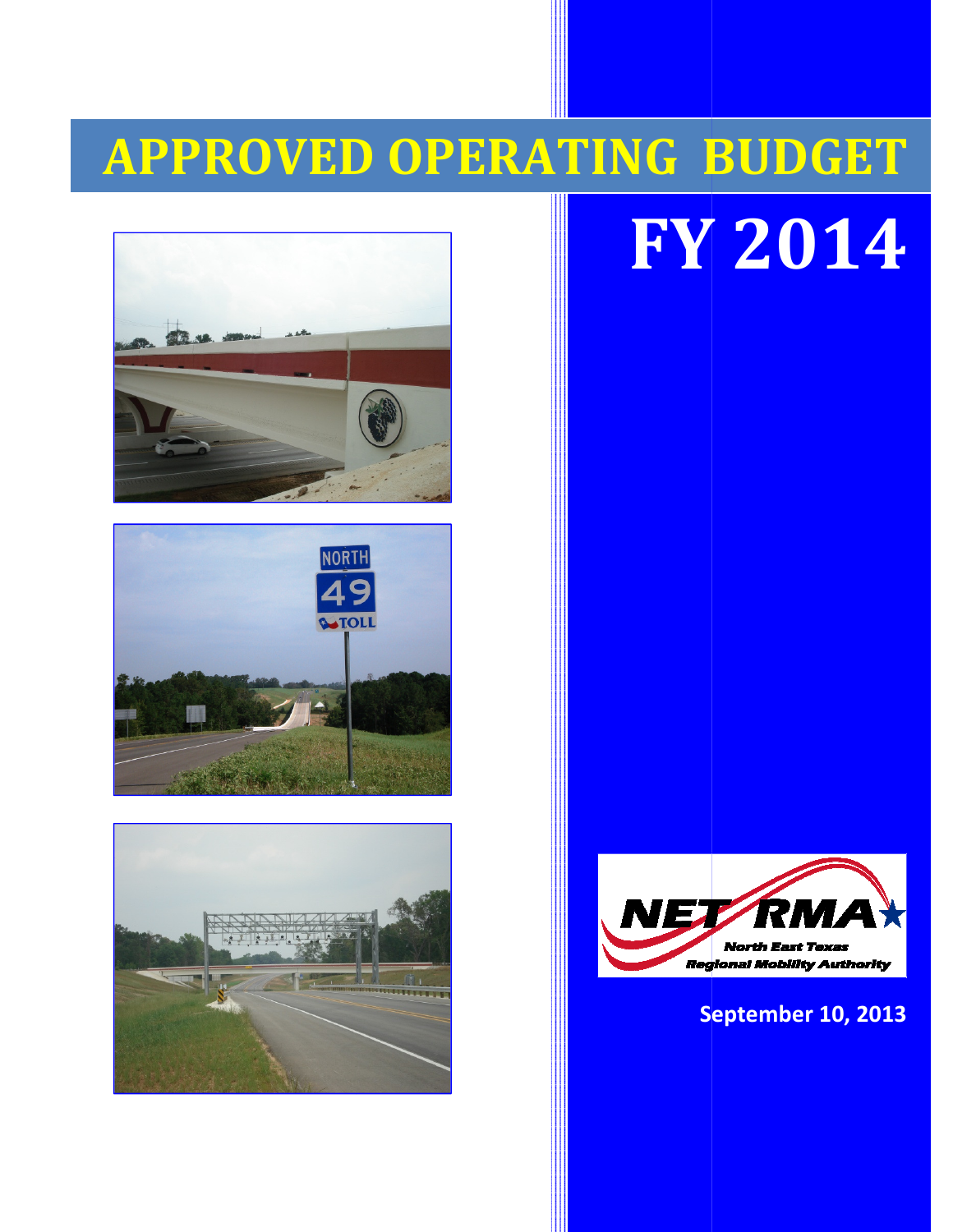# APPROVED OPERATING BUDGET

# FY 2014

NET RMA

North East Texas Regional Mobility Authority

**September 10, 2013**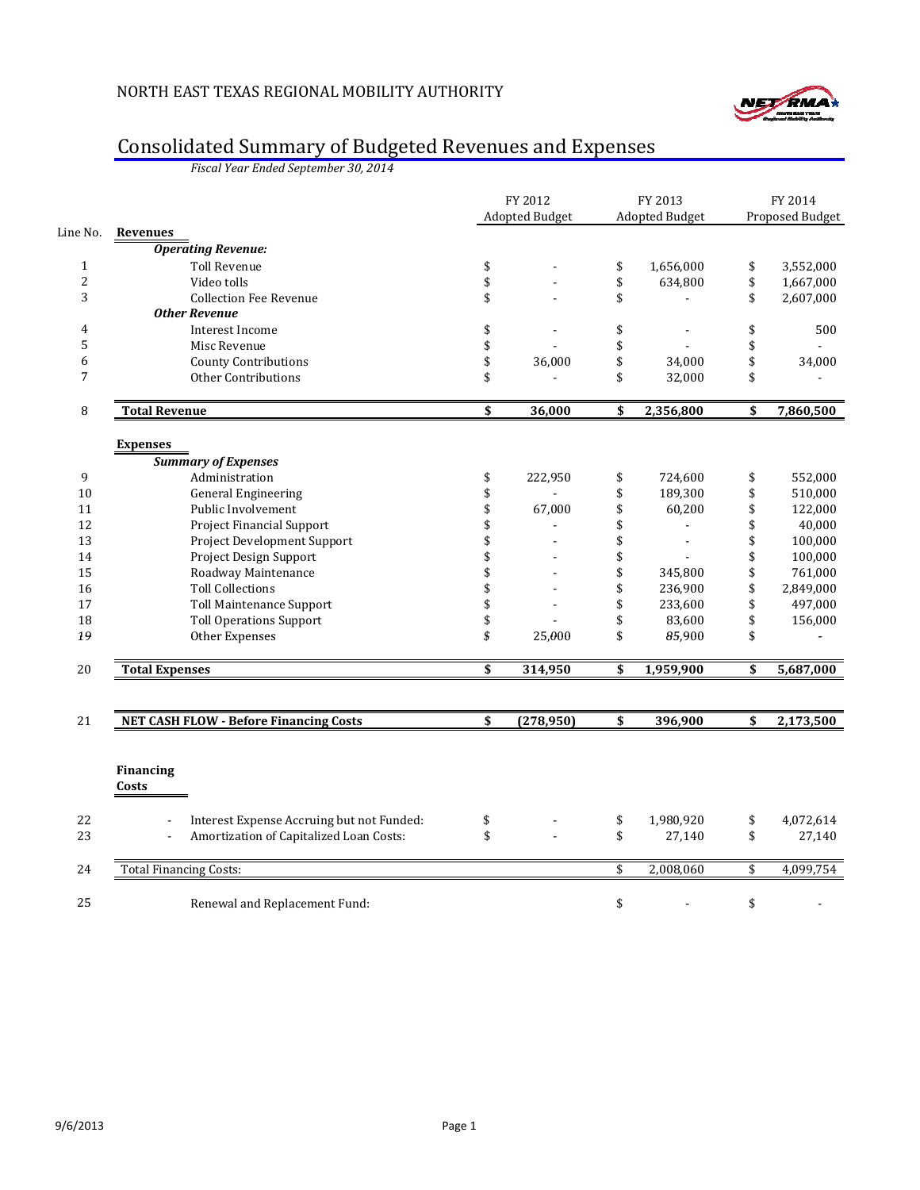NORTH EAST TEXAS REGIONAL MOBILITY AUTHORITY

# Consolidated Summary of Budgeted Revenues and Expenses

*Fiscal Year Ended September 30, 2014*

| Line No. | | FY 2012 Adopted Budget | FY 2013 Adopted Budget | FY 2014 Proposed Budget |
|---|---|---|---|---|
| | **Revenues** | | | |
| | ***Operating Revenue:*** | | | |
| 1 | Toll Revenue | $ - | $ 1,656,000 | $ 3,552,000 |
| 2 | Video tolls | $ - | $ 634,800 | $ 1,667,000 |
| 3 | Collection Fee Revenue | $ - | $ - | $ 2,607,000 |
| | ***Other Revenue*** | | | |
| 4 | Interest Income | $ - | $ - | $ 500 |
| 5 | Misc Revenue | $ - | $ - | $ - |
| 6 | County Contributions | $ 36,000 | $ 34,000 | $ 34,000 |
| 7 | Other Contributions | $ - | $ 32,000 | $ - |
| 8 | **Total Revenue** | **$ 36,000** | **$ 2,356,800** | **$ 7,860,500** |
| | **Expenses** | | | |
| | ***Summary of Expenses*** | | | |
| 9 | Administration | $ 222,950 | $ 724,600 | $ 552,000 |
| 10 | General Engineering | $ - | $ 189,300 | $ 510,000 |
| 11 | Public Involvement | $ 67,000 | $ 60,200 | $ 122,000 |
| 12 | Project Financial Support | $ - | $ - | $ 40,000 |
| 13 | Project Development Support | $ - | $ - | $ 100,000 |
| 14 | Project Design Support | $ - | $ - | $ 100,000 |
| 15 | Roadway Maintenance | $ - | $ 345,800 | $ 761,000 |
| 16 | Toll Collections | $ - | $ 236,900 | $ 2,849,000 |
| 17 | Toll Maintenance Support | $ - | $ 233,600 | $ 497,000 |
| 18 | Toll Operations Support | $ - | $ 83,600 | $ 156,000 |
| 19 | Other Expenses | $ 25,000 | $ 85,900 | $ - |
| 20 | **Total Expenses** | **$ 314,950** | **$ 1,959,900** | **$ 5,687,000** |
| 21 | **NET CASH FLOW - Before Financing Costs** | **$ (278,950)** | **$ 396,900** | **$ 2,173,500** |
| | **Financing Costs** | | | |
| 22 | - Interest Expense Accruing but not Funded: | $ - | $ 1,980,920 | $ 4,072,614 |
| 23 | - Amortization of Capitalized Loan Costs: | $ - | $ 27,140 | $ 27,140 |
| 24 | Total Financing Costs: | | $ 2,008,060 | $ 4,099,754 |
| 25 | Renewal and Replacement Fund: | | $ - | $ - |

9/6/2013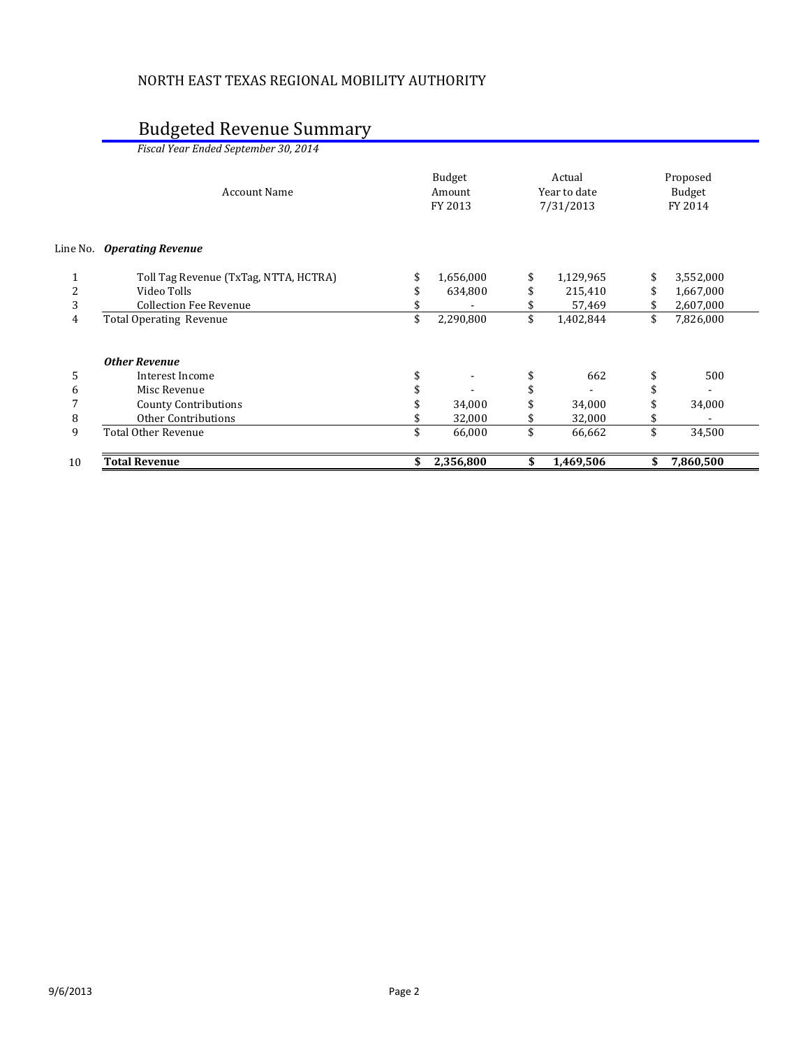NORTH EAST TEXAS REGIONAL MOBILITY AUTHORITY

# Budgeted Revenue Summary

*Fiscal Year Ended September 30, 2014*

| Line No. | Account Name | Budget Amount FY 2013 | Actual Year to date 7/31/2013 | Proposed Budget FY 2014 |
|---|---|---|---|---|
| | ***Operating Revenue*** | | | |
| 1 | Toll Tag Revenue (TxTag, NTTA, HCTRA) | $ 1,656,000 | $ 1,129,965 | $ 3,552,000 |
| 2 | Video Tolls | $ 634,800 | $ 215,410 | $ 1,667,000 |
| 3 | Collection Fee Revenue | $ - | $ 57,469 | $ 2,607,000 |
| 4 | Total Operating Revenue | $ 2,290,800 | $ 1,402,844 | $ 7,826,000 |
| | ***Other Revenue*** | | | |
| 5 | Interest Income | $ - | $ 662 | $ 500 |
| 6 | Misc Revenue | $ - | $ - | $ - |
| 7 | County Contributions | $ 34,000 | $ 34,000 | $ 34,000 |
| 8 | Other Contributions | $ 32,000 | $ 32,000 | $ - |
| 9 | Total Other Revenue | $ 66,000 | $ 66,662 | $ 34,500 |
| 10 | **Total Revenue** | **$ 2,356,800** | **$ 1,469,506** | **$ 7,860,500** |

9/6/2013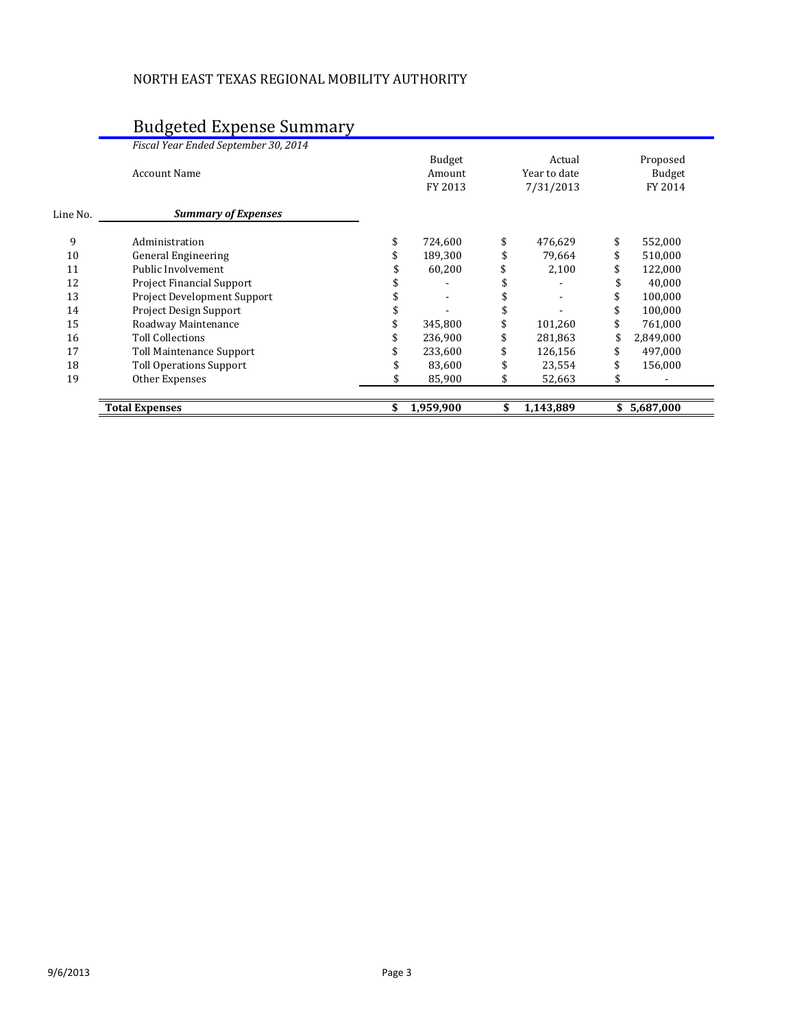NORTH EAST TEXAS REGIONAL MOBILITY AUTHORITY

# Budgeted Expense Summary

*Fiscal Year Ended September 30, 2014*

| Line No. | Account Name | Budget Amount FY 2013 | Actual Year to date 7/31/2013 | Proposed Budget FY 2014 |
|---|---|---|---|---|
| | ***Summary of Expenses*** | | | |
| 9 | Administration | $ 724,600 | $ 476,629 | $ 552,000 |
| 10 | General Engineering | $ 189,300 | $ 79,664 | $ 510,000 |
| 11 | Public Involvement | $ 60,200 | $ 2,100 | $ 122,000 |
| 12 | Project Financial Support | $ - | $ - | $ 40,000 |
| 13 | Project Development Support | $ - | $ - | $ 100,000 |
| 14 | Project Design Support | $ - | $ - | $ 100,000 |
| 15 | Roadway Maintenance | $ 345,800 | $ 101,260 | $ 761,000 |
| 16 | Toll Collections | $ 236,900 | $ 281,863 | $ 2,849,000 |
| 17 | Toll Maintenance Support | $ 233,600 | $ 126,156 | $ 497,000 |
| 18 | Toll Operations Support | $ 83,600 | $ 23,554 | $ 156,000 |
| 19 | Other Expenses | $ 85,900 | $ 52,663 | $ - |
| | **Total Expenses** | **$ 1,959,900** | **$ 1,143,889** | **$ 5,687,000** |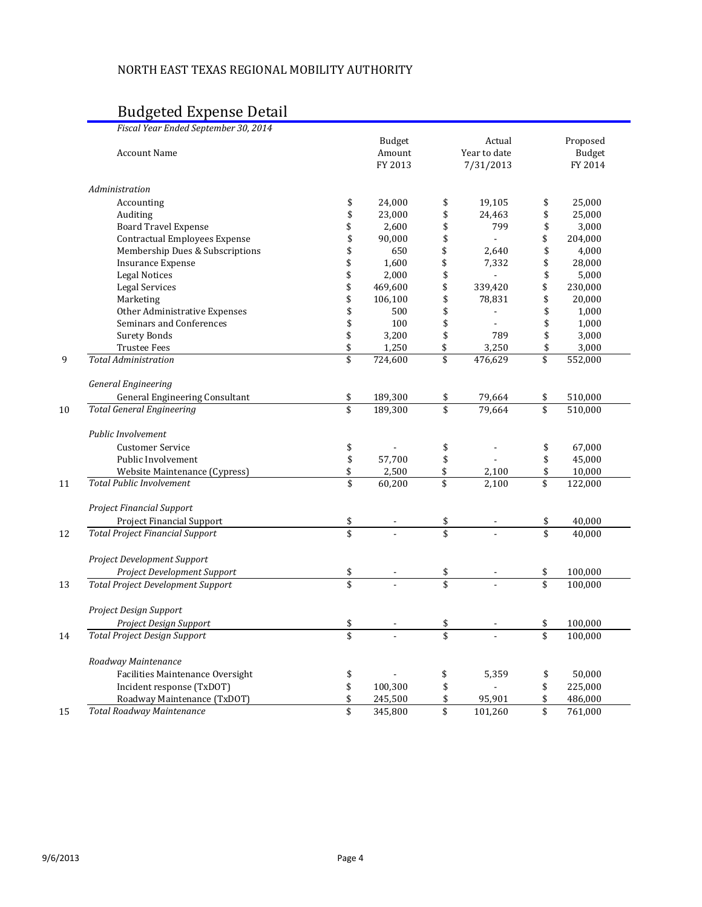NORTH EAST TEXAS REGIONAL MOBILITY AUTHORITY

## Budgeted Expense Detail

*Fiscal Year Ended September 30, 2014*

| | Account Name | Budget Amount FY 2013 | Actual Year to date 7/31/2013 | Proposed Budget FY 2014 |
|---|---|---|---|---|
| | *Administration* | | | |
| | Accounting | $ 24,000 | $ 19,105 | $ 25,000 |
| | Auditing | $ 23,000 | $ 24,463 | $ 25,000 |
| | Board Travel Expense | $ 2,600 | $ 799 | $ 3,000 |
| | Contractual Employees Expense | $ 90,000 | $ - | $ 204,000 |
| | Membership Dues & Subscriptions | $ 650 | $ 2,640 | $ 4,000 |
| | Insurance Expense | $ 1,600 | $ 7,332 | $ 28,000 |
| | Legal Notices | $ 2,000 | $ - | $ 5,000 |
| | Legal Services | $ 469,600 | $ 339,420 | $ 230,000 |
| | Marketing | $ 106,100 | $ 78,831 | $ 20,000 |
| | Other Administrative Expenses | $ 500 | $ - | $ 1,000 |
| | Seminars and Conferences | $ 100 | $ - | $ 1,000 |
| | Surety Bonds | $ 3,200 | $ 789 | $ 3,000 |
| | Trustee Fees | $ 1,250 | $ 3,250 | $ 3,000 |
| 9 | *Total Administration* | $ 724,600 | $ 476,629 | $ 552,000 |
| | *General Engineering* | | | |
| | General Engineering Consultant | $ 189,300 | $ 79,664 | $ 510,000 |
| 10 | *Total General Engineering* | $ 189,300 | $ 79,664 | $ 510,000 |
| | *Public Involvement* | | | |
| | Customer Service | $ - | $ - | $ 67,000 |
| | Public Involvement | $ 57,700 | $ - | $ 45,000 |
| | Website Maintenance (Cypress) | $ 2,500 | $ 2,100 | $ 10,000 |
| 11 | *Total Public Involvement* | $ 60,200 | $ 2,100 | $ 122,000 |
| | *Project Financial Support* | | | |
| | Project Financial Support | $ - | $ - | $ 40,000 |
| 12 | *Total Project Financial Support* | $ - | $ - | $ 40,000 |
| | *Project Development Support* | | | |
| | *Project Development Support* | $ - | $ - | $ 100,000 |
| 13 | *Total Project Development Support* | $ - | $ - | $ 100,000 |
| | *Project Design Support* | | | |
| | *Project Design Support* | $ - | $ - | $ 100,000 |
| 14 | *Total Project Design Support* | $ - | $ - | $ 100,000 |
| | *Roadway Maintenance* | | | |
| | Facilities Maintenance Oversight | $ - | $ 5,359 | $ 50,000 |
| | Incident response (TxDOT) | $ 100,300 | $ - | $ 225,000 |
| | Roadway Maintenance (TxDOT) | $ 245,500 | $ 95,901 | $ 486,000 |
| 15 | *Total Roadway Maintenance* | $ 345,800 | $ 101,260 | $ 761,000 |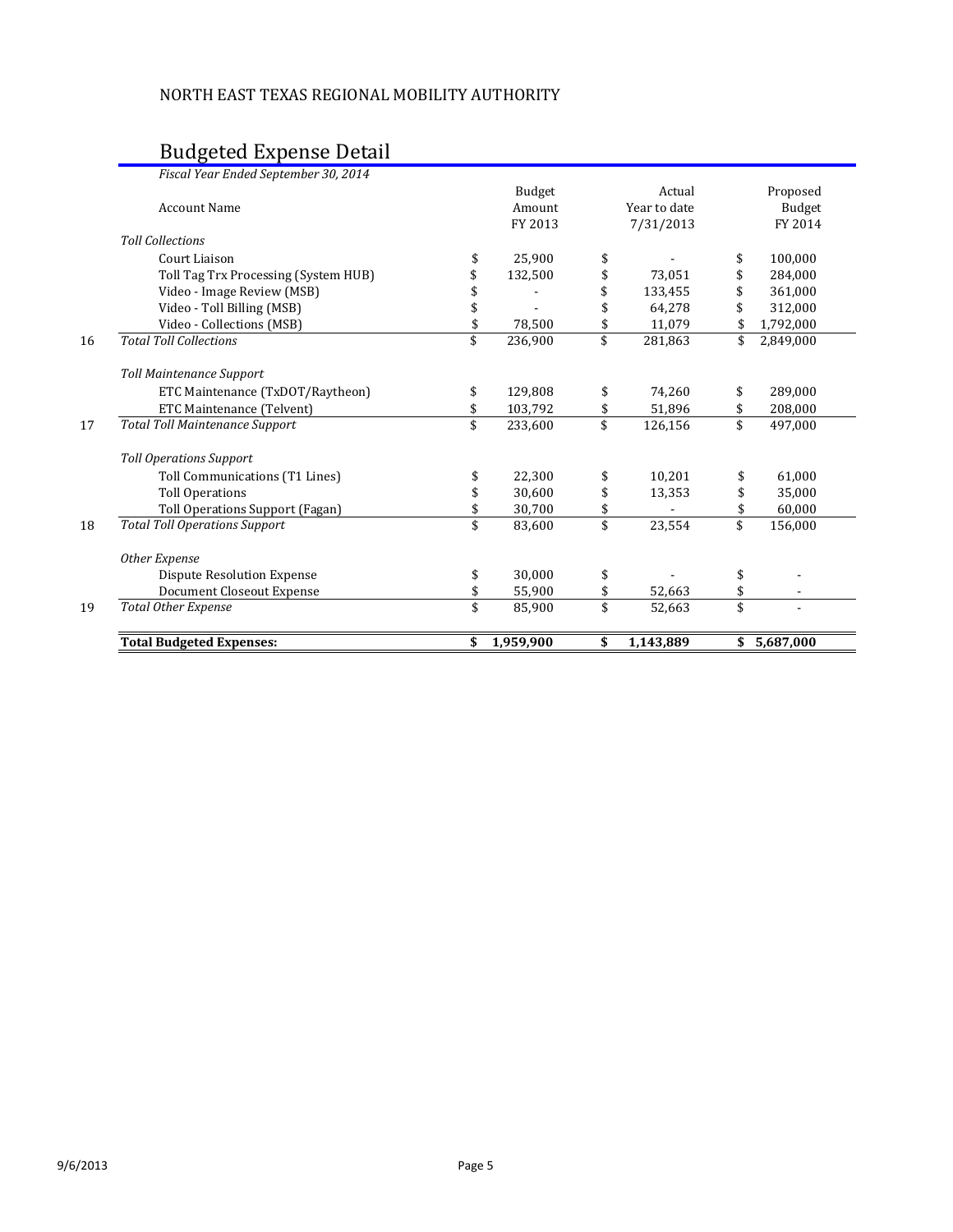NORTH EAST TEXAS REGIONAL MOBILITY AUTHORITY

## Budgeted Expense Detail

*Fiscal Year Ended September 30, 2014*

| | Account Name | Budget Amount FY 2013 | Actual Year to date 7/31/2013 | Proposed Budget FY 2014 |
|---|---|---|---|---|
| | *Toll Collections* | | | |
| | Court Liaison | $ 25,900 | $ - | $ 100,000 |
| | Toll Tag Trx Processing (System HUB) | $ 132,500 | $ 73,051 | $ 284,000 |
| | Video - Image Review (MSB) | $ - | $ 133,455 | $ 361,000 |
| | Video - Toll Billing (MSB) | $ - | $ 64,278 | $ 312,000 |
| | Video - Collections (MSB) | $ 78,500 | $ 11,079 | $ 1,792,000 |
| 16 | *Total Toll Collections* | $ 236,900 | $ 281,863 | $ 2,849,000 |
| | *Toll Maintenance Support* | | | |
| | ETC Maintenance (TxDOT/Raytheon) | $ 129,808 | $ 74,260 | $ 289,000 |
| | ETC Maintenance (Telvent) | $ 103,792 | $ 51,896 | $ 208,000 |
| 17 | *Total Toll Maintenance Support* | $ 233,600 | $ 126,156 | $ 497,000 |
| | *Toll Operations Support* | | | |
| | Toll Communications (T1 Lines) | $ 22,300 | $ 10,201 | $ 61,000 |
| | Toll Operations | $ 30,600 | $ 13,353 | $ 35,000 |
| | Toll Operations Support (Fagan) | $ 30,700 | $ - | $ 60,000 |
| 18 | *Total Toll Operations Support* | $ 83,600 | $ 23,554 | $ 156,000 |
| | *Other Expense* | | | |
| | Dispute Resolution Expense | $ 30,000 | $ - | $ - |
| | Document Closeout Expense | $ 55,900 | $ 52,663 | $ - |
| 19 | *Total Other Expense* | $ 85,900 | $ 52,663 | $ - |
| | **Total Budgeted Expenses:** | **$ 1,959,900** | **$ 1,143,889** | **$ 5,687,000** |

9/6/2013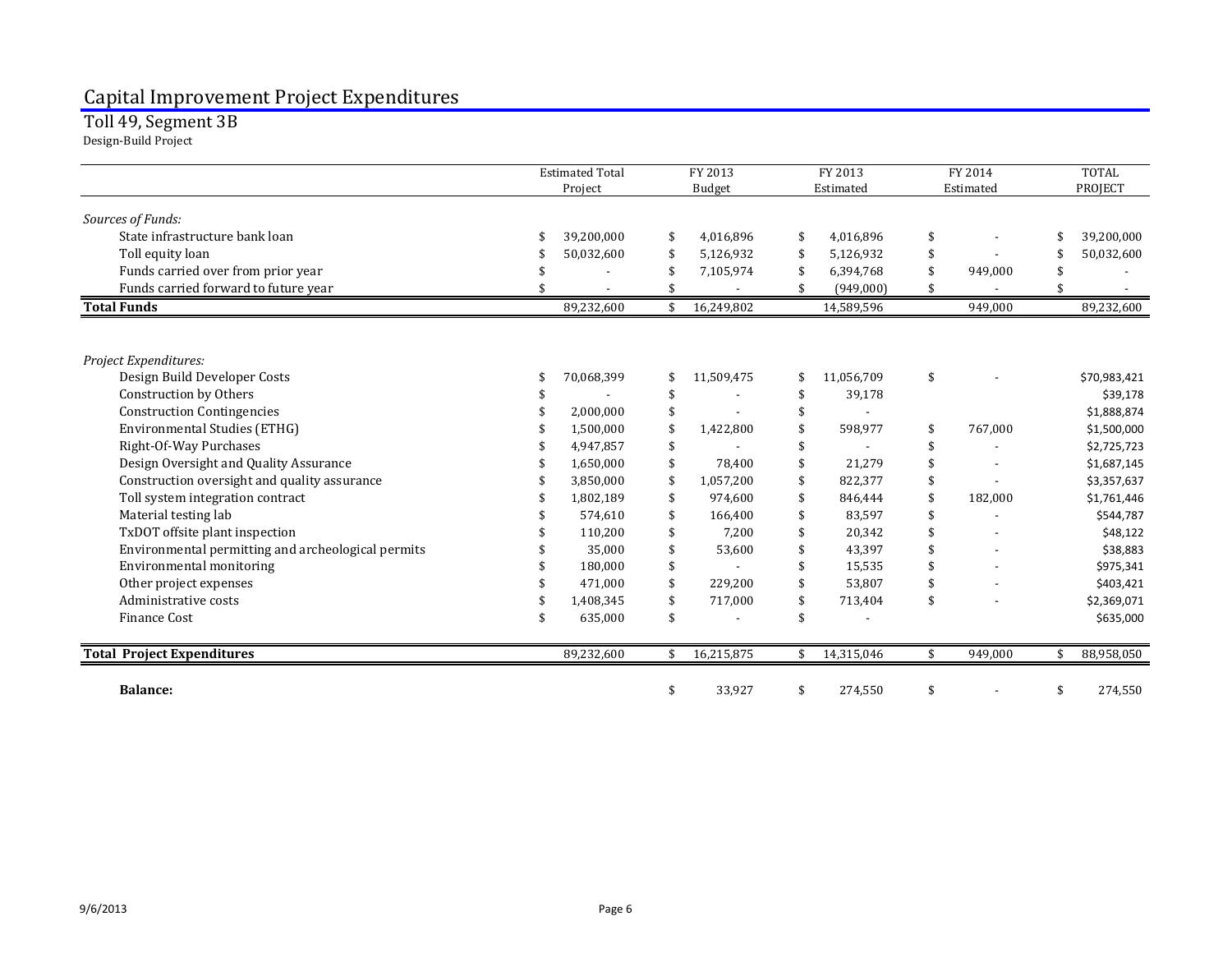# Capital Improvement Project Expenditures

## Toll 49, Segment 3B

Design-Build Project

| | Estimated Total Project | FY 2013 Budget | FY 2013 Estimated | FY 2014 Estimated | TOTAL PROJECT |
|---|---|---|---|---|---|
| *Sources of Funds:* | | | | | |
| State infrastructure bank loan | $ 39,200,000 | $ 4,016,896 | $ 4,016,896 | $ - | $ 39,200,000 |
| Toll equity loan | $ 50,032,600 | $ 5,126,932 | $ 5,126,932 | $ - | $ 50,032,600 |
| Funds carried over from prior year | $ - | $ 7,105,974 | $ 6,394,768 | $ 949,000 | $ - |
| Funds carried forward to future year | $ - | $ - | $ (949,000) | $ - | $ - |
| **Total Funds** | 89,232,600 | $ 16,249,802 | 14,589,596 | 949,000 | 89,232,600 |
| | | | | | |
| *Project Expenditures:* | | | | | |
| Design Build Developer Costs | $ 70,068,399 | $ 11,509,475 | $ 11,056,709 | $ - | $70,983,421 |
| Construction by Others | $ - | $ - | $ 39,178 | | $39,178 |
| Construction Contingencies | $ 2,000,000 | $ - | $ - | | $1,888,874 |
| Environmental Studies (ETHG) | $ 1,500,000 | $ 1,422,800 | $ 598,977 | $ 767,000 | $1,500,000 |
| Right-Of-Way Purchases | $ 4,947,857 | $ - | $ - | $ - | $2,725,723 |
| Design Oversight and Quality Assurance | $ 1,650,000 | $ 78,400 | $ 21,279 | $ - | $1,687,145 |
| Construction oversight and quality assurance | $ 3,850,000 | $ 1,057,200 | $ 822,377 | $ - | $3,357,637 |
| Toll system integration contract | $ 1,802,189 | $ 974,600 | $ 846,444 | $ 182,000 | $1,761,446 |
| Material testing lab | $ 574,610 | $ 166,400 | $ 83,597 | $ - | $544,787 |
| TxDOT offsite plant inspection | $ 110,200 | $ 7,200 | $ 20,342 | $ - | $48,122 |
| Environmental permitting and archeological permits | $ 35,000 | $ 53,600 | $ 43,397 | $ - | $38,883 |
| Environmental monitoring | $ 180,000 | $ - | $ 15,535 | $ - | $975,341 |
| Other project expenses | $ 471,000 | $ 229,200 | $ 53,807 | $ - | $403,421 |
| Administrative costs | $ 1,408,345 | $ 717,000 | $ 713,404 | $ - | $2,369,071 |
| Finance Cost | $ 635,000 | $ - | $ - | | $635,000 |
| **Total Project Expenditures** | 89,232,600 | $ 16,215,875 | $ 14,315,046 | $ 949,000 | $ 88,958,050 |
| | | | | | |
| **Balance:** | | $ 33,927 | $ 274,550 | $ - | $ 274,550 |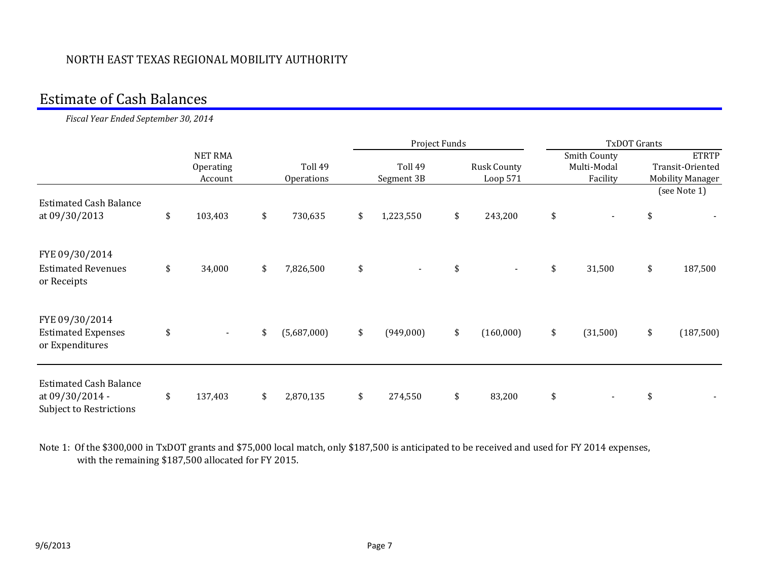NORTH EAST TEXAS REGIONAL MOBILITY AUTHORITY

# Estimate of Cash Balances

*Fiscal Year Ended September 30, 2014*

| | | | Project Funds | | TxDOT Grants | |
|---|---|---|---|---|---|---|
| | NET RMA Operating Account | Toll 49 Operations | Toll 49 Segment 3B | Rusk County Loop 571 | Smith County Multi-Modal Facility | ETRTP Transit-Oriented Mobility Manager (see Note 1) |
| Estimated Cash Balance at 09/30/2013 | $ 103,403 | $ 730,635 | $ 1,223,550 | $ 243,200 | $ - | $ - |
| FYE 09/30/2014 Estimated Revenues or Receipts | $ 34,000 | $ 7,826,500 | $ - | $ - | $ 31,500 | $ 187,500 |
| FYE 09/30/2014 Estimated Expenses or Expenditures | $ - | $ (5,687,000) | $ (949,000) | $ (160,000) | $ (31,500) | $ (187,500) |
| Estimated Cash Balance at 09/30/2014 - Subject to Restrictions | $ 137,403 | $ 2,870,135 | $ 274,550 | $ 83,200 | $ - | $ - |

Note 1: Of the $300,000 in TxDOT grants and $75,000 local match, only $187,500 is anticipated to be received and used for FY 2014 expenses, with the remaining $187,500 allocated for FY 2015.